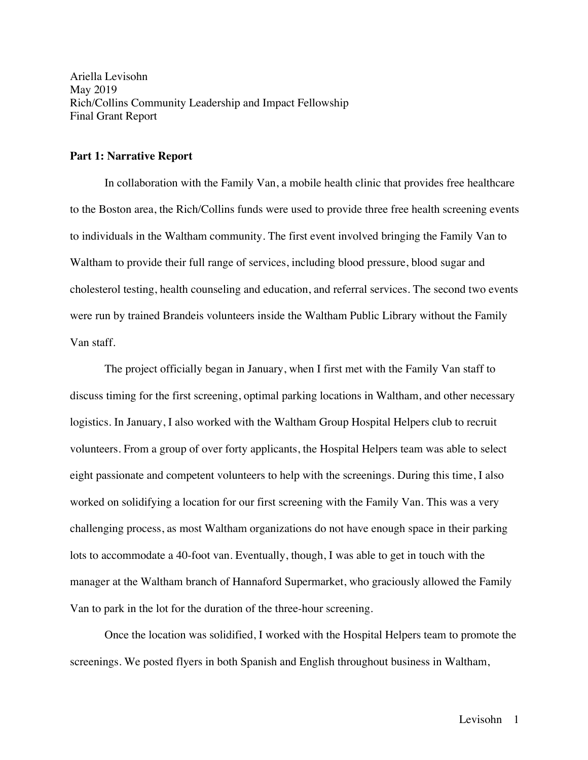Ariella Levisohn
May 2019
Rich/Collins Community Leadership and Impact Fellowship
Final Grant Report

**Part 1: Narrative Report**

In collaboration with the Family Van, a mobile health clinic that provides free healthcare to the Boston area, the Rich/Collins funds were used to provide three free health screening events to individuals in the Waltham community. The first event involved bringing the Family Van to Waltham to provide their full range of services, including blood pressure, blood sugar and cholesterol testing, health counseling and education, and referral services. The second two events were run by trained Brandeis volunteers inside the Waltham Public Library without the Family Van staff.

The project officially began in January, when I first met with the Family Van staff to discuss timing for the first screening, optimal parking locations in Waltham, and other necessary logistics. In January, I also worked with the Waltham Group Hospital Helpers club to recruit volunteers. From a group of over forty applicants, the Hospital Helpers team was able to select eight passionate and competent volunteers to help with the screenings. During this time, I also worked on solidifying a location for our first screening with the Family Van. This was a very challenging process, as most Waltham organizations do not have enough space in their parking lots to accommodate a 40-foot van. Eventually, though, I was able to get in touch with the manager at the Waltham branch of Hannaford Supermarket, who graciously allowed the Family Van to park in the lot for the duration of the three-hour screening.

Once the location was solidified, I worked with the Hospital Helpers team to promote the screenings. We posted flyers in both Spanish and English throughout business in Waltham,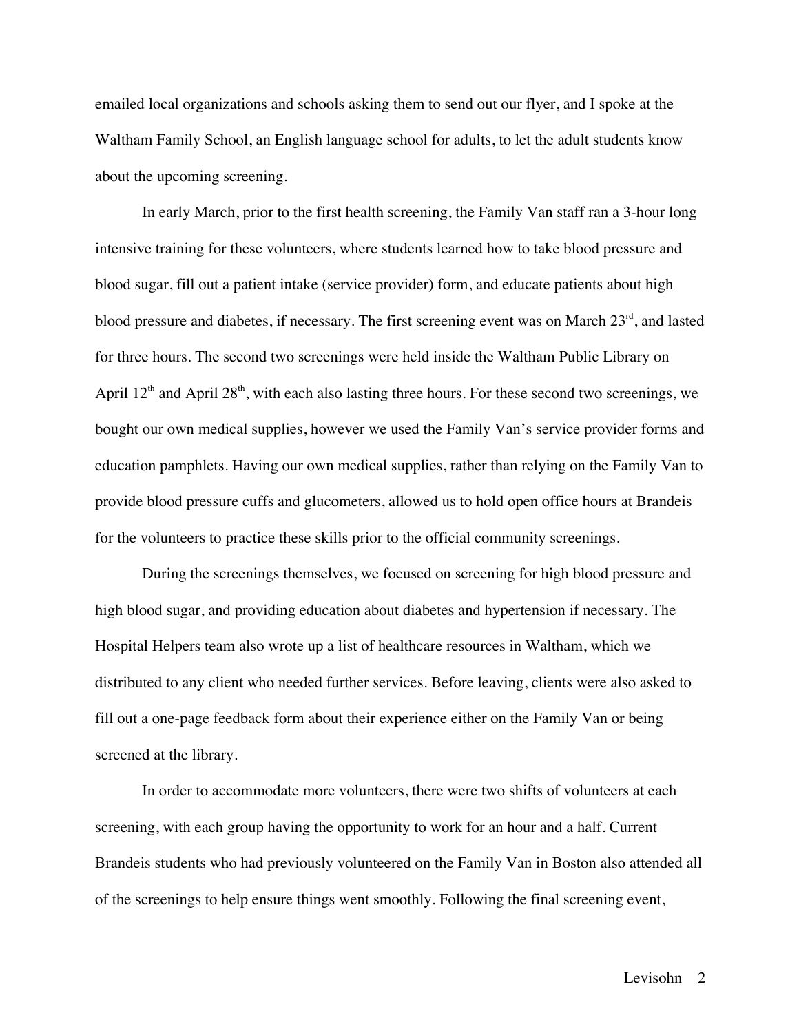emailed local organizations and schools asking them to send out our flyer, and I spoke at the Waltham Family School, an English language school for adults, to let the adult students know about the upcoming screening.

In early March, prior to the first health screening, the Family Van staff ran a 3-hour long intensive training for these volunteers, where students learned how to take blood pressure and blood sugar, fill out a patient intake (service provider) form, and educate patients about high blood pressure and diabetes, if necessary. The first screening event was on March 23rd, and lasted for three hours. The second two screenings were held inside the Waltham Public Library on April 12th and April 28th, with each also lasting three hours. For these second two screenings, we bought our own medical supplies, however we used the Family Van's service provider forms and education pamphlets. Having our own medical supplies, rather than relying on the Family Van to provide blood pressure cuffs and glucometers, allowed us to hold open office hours at Brandeis for the volunteers to practice these skills prior to the official community screenings.

During the screenings themselves, we focused on screening for high blood pressure and high blood sugar, and providing education about diabetes and hypertension if necessary. The Hospital Helpers team also wrote up a list of healthcare resources in Waltham, which we distributed to any client who needed further services. Before leaving, clients were also asked to fill out a one-page feedback form about their experience either on the Family Van or being screened at the library.

In order to accommodate more volunteers, there were two shifts of volunteers at each screening, with each group having the opportunity to work for an hour and a half. Current Brandeis students who had previously volunteered on the Family Van in Boston also attended all of the screenings to help ensure things went smoothly. Following the final screening event,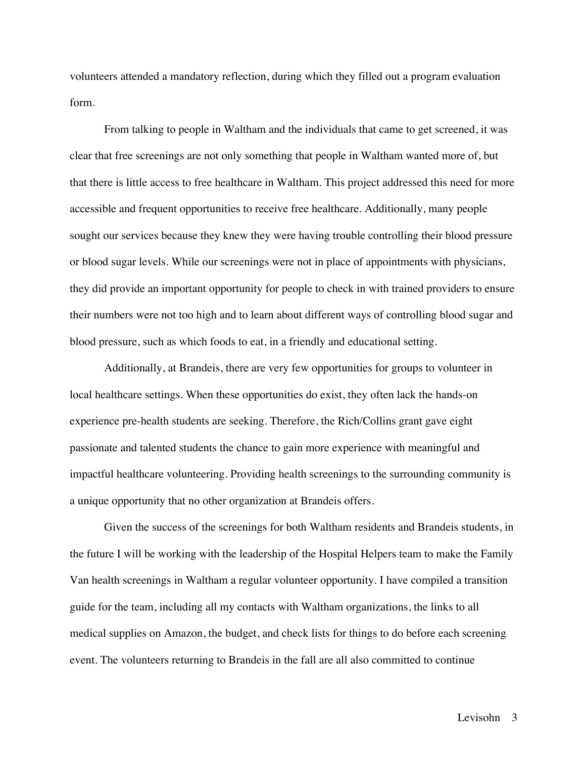volunteers attended a mandatory reflection, during which they filled out a program evaluation form.

From talking to people in Waltham and the individuals that came to get screened, it was clear that free screenings are not only something that people in Waltham wanted more of, but that there is little access to free healthcare in Waltham. This project addressed this need for more accessible and frequent opportunities to receive free healthcare. Additionally, many people sought our services because they knew they were having trouble controlling their blood pressure or blood sugar levels. While our screenings were not in place of appointments with physicians, they did provide an important opportunity for people to check in with trained providers to ensure their numbers were not too high and to learn about different ways of controlling blood sugar and blood pressure, such as which foods to eat, in a friendly and educational setting.

Additionally, at Brandeis, there are very few opportunities for groups to volunteer in local healthcare settings. When these opportunities do exist, they often lack the hands-on experience pre-health students are seeking. Therefore, the Rich/Collins grant gave eight passionate and talented students the chance to gain more experience with meaningful and impactful healthcare volunteering. Providing health screenings to the surrounding community is a unique opportunity that no other organization at Brandeis offers.

Given the success of the screenings for both Waltham residents and Brandeis students, in the future I will be working with the leadership of the Hospital Helpers team to make the Family Van health screenings in Waltham a regular volunteer opportunity. I have compiled a transition guide for the team, including all my contacts with Waltham organizations, the links to all medical supplies on Amazon, the budget, and check lists for things to do before each screening event. The volunteers returning to Brandeis in the fall are all also committed to continue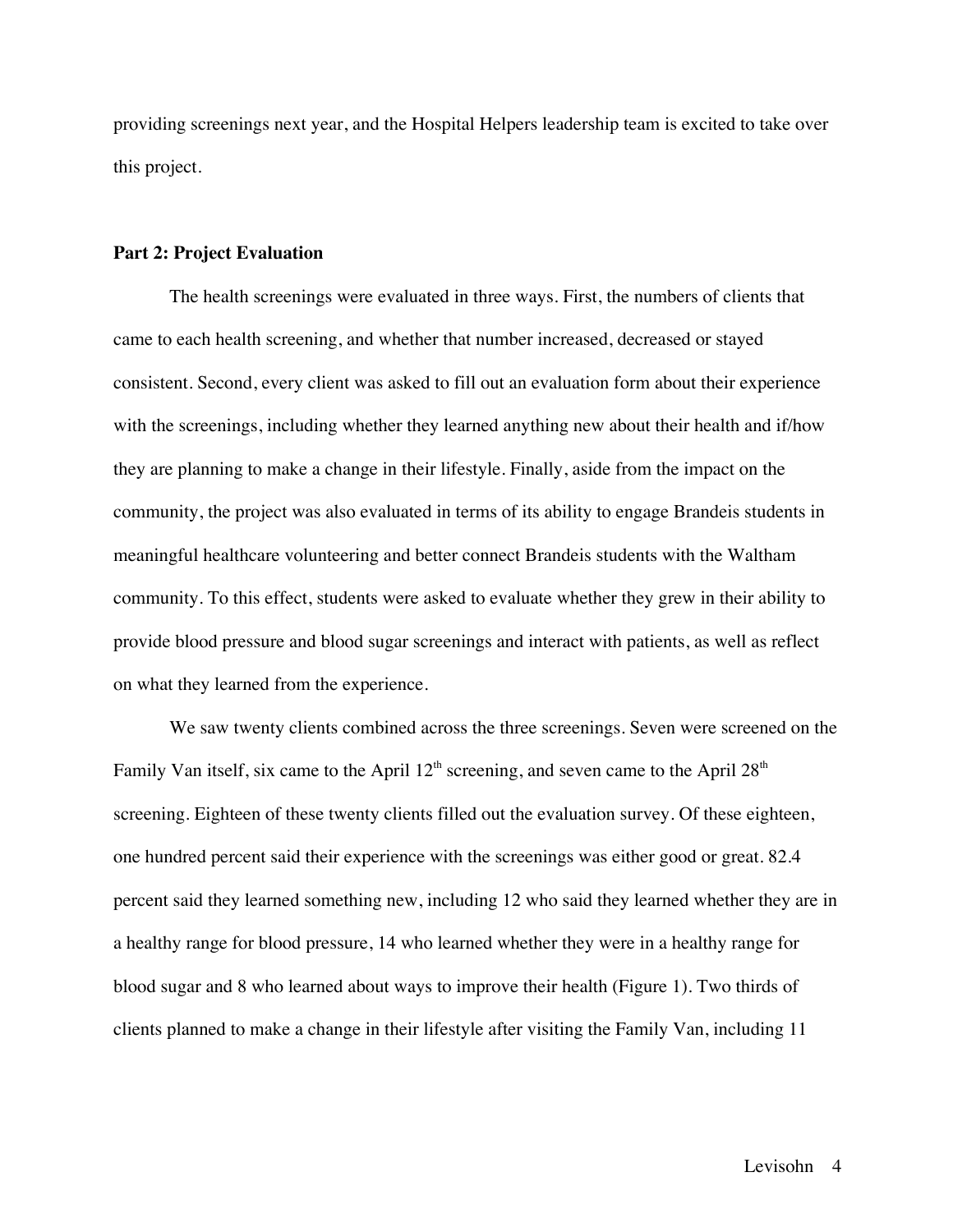providing screenings next year, and the Hospital Helpers leadership team is excited to take over this project.

**Part 2: Project Evaluation**

The health screenings were evaluated in three ways. First, the numbers of clients that came to each health screening, and whether that number increased, decreased or stayed consistent. Second, every client was asked to fill out an evaluation form about their experience with the screenings, including whether they learned anything new about their health and if/how they are planning to make a change in their lifestyle. Finally, aside from the impact on the community, the project was also evaluated in terms of its ability to engage Brandeis students in meaningful healthcare volunteering and better connect Brandeis students with the Waltham community. To this effect, students were asked to evaluate whether they grew in their ability to provide blood pressure and blood sugar screenings and interact with patients, as well as reflect on what they learned from the experience.

We saw twenty clients combined across the three screenings. Seven were screened on the Family Van itself, six came to the April 12th screening, and seven came to the April 28th screening. Eighteen of these twenty clients filled out the evaluation survey. Of these eighteen, one hundred percent said their experience with the screenings was either good or great. 82.4 percent said they learned something new, including 12 who said they learned whether they are in a healthy range for blood pressure, 14 who learned whether they were in a healthy range for blood sugar and 8 who learned about ways to improve their health (Figure 1). Two thirds of clients planned to make a change in their lifestyle after visiting the Family Van, including 11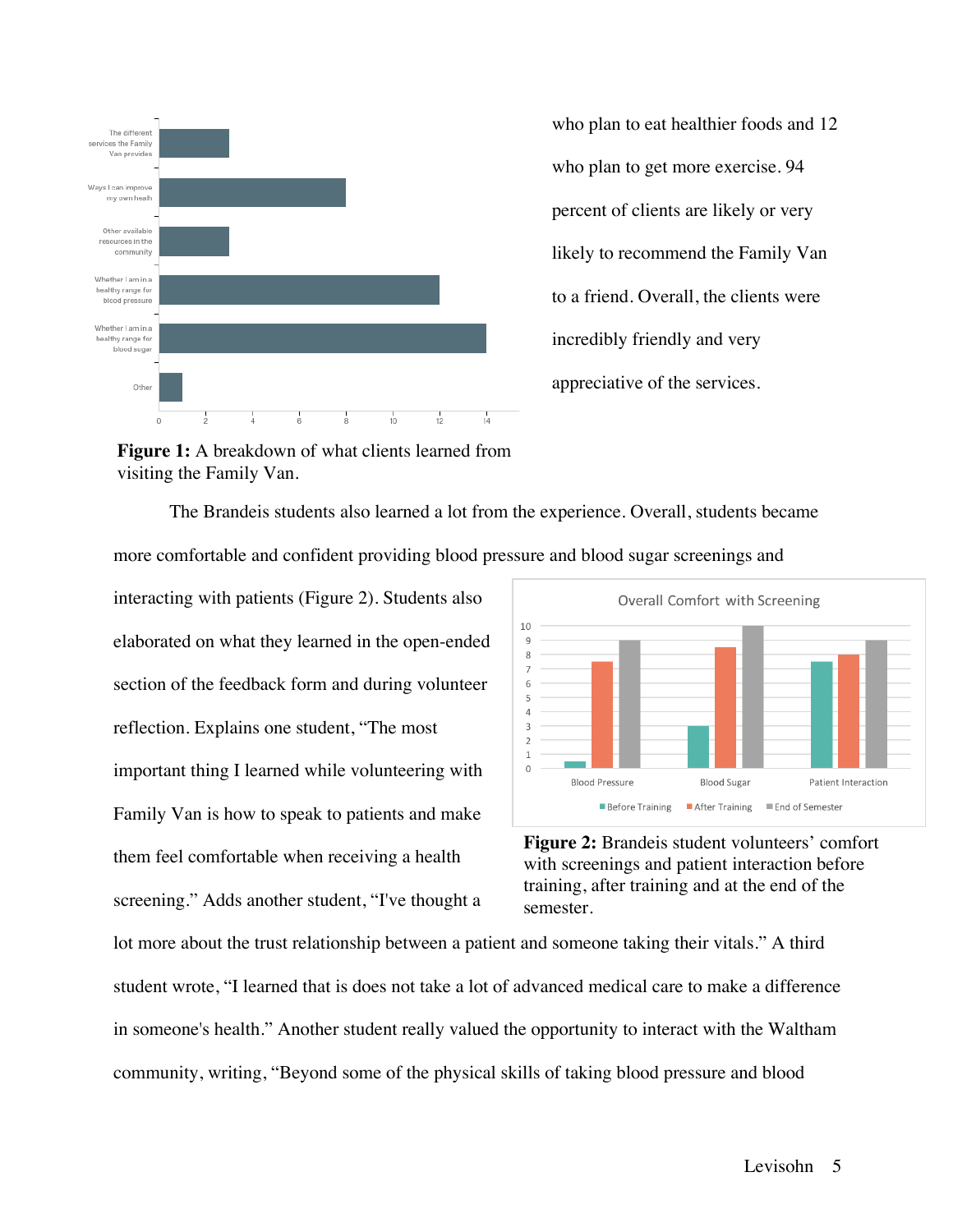who plan to eat healthier foods and 12 who plan to get more exercise. 94 percent of clients are likely or very likely to recommend the Family Van to a friend. Overall, the clients were incredibly friendly and very appreciative of the services.

**Figure 1:** A breakdown of what clients learned from visiting the Family Van.

The Brandeis students also learned a lot from the experience. Overall, students became more comfortable and confident providing blood pressure and blood sugar screenings and interacting with patients (Figure 2). Students also elaborated on what they learned in the open-ended section of the feedback form and during volunteer reflection. Explains one student, "The most important thing I learned while volunteering with Family Van is how to speak to patients and make them feel comfortable when receiving a health screening." Adds another student, "I've thought a lot more about the trust relationship between a patient and someone taking their vitals." A third student wrote, "I learned that is does not take a lot of advanced medical care to make a difference in someone's health." Another student really valued the opportunity to interact with the Waltham community, writing, "Beyond some of the physical skills of taking blood pressure and blood

**Figure 2:** Brandeis student volunteers' comfort with screenings and patient interaction before training, after training and at the end of the semester.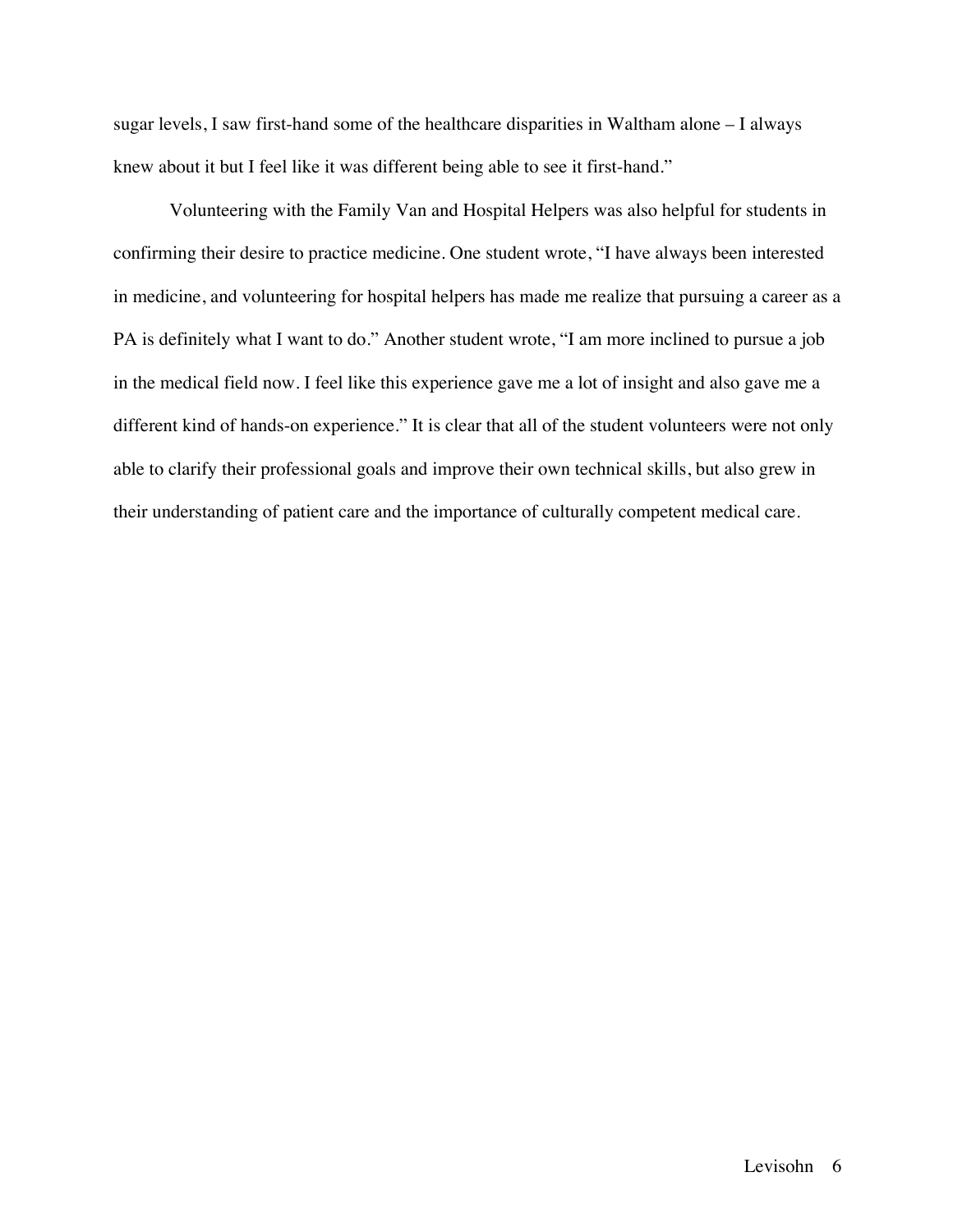sugar levels, I saw first-hand some of the healthcare disparities in Waltham alone – I always knew about it but I feel like it was different being able to see it first-hand."

Volunteering with the Family Van and Hospital Helpers was also helpful for students in confirming their desire to practice medicine. One student wrote, "I have always been interested in medicine, and volunteering for hospital helpers has made me realize that pursuing a career as a PA is definitely what I want to do." Another student wrote, "I am more inclined to pursue a job in the medical field now. I feel like this experience gave me a lot of insight and also gave me a different kind of hands-on experience." It is clear that all of the student volunteers were not only able to clarify their professional goals and improve their own technical skills, but also grew in their understanding of patient care and the importance of culturally competent medical care.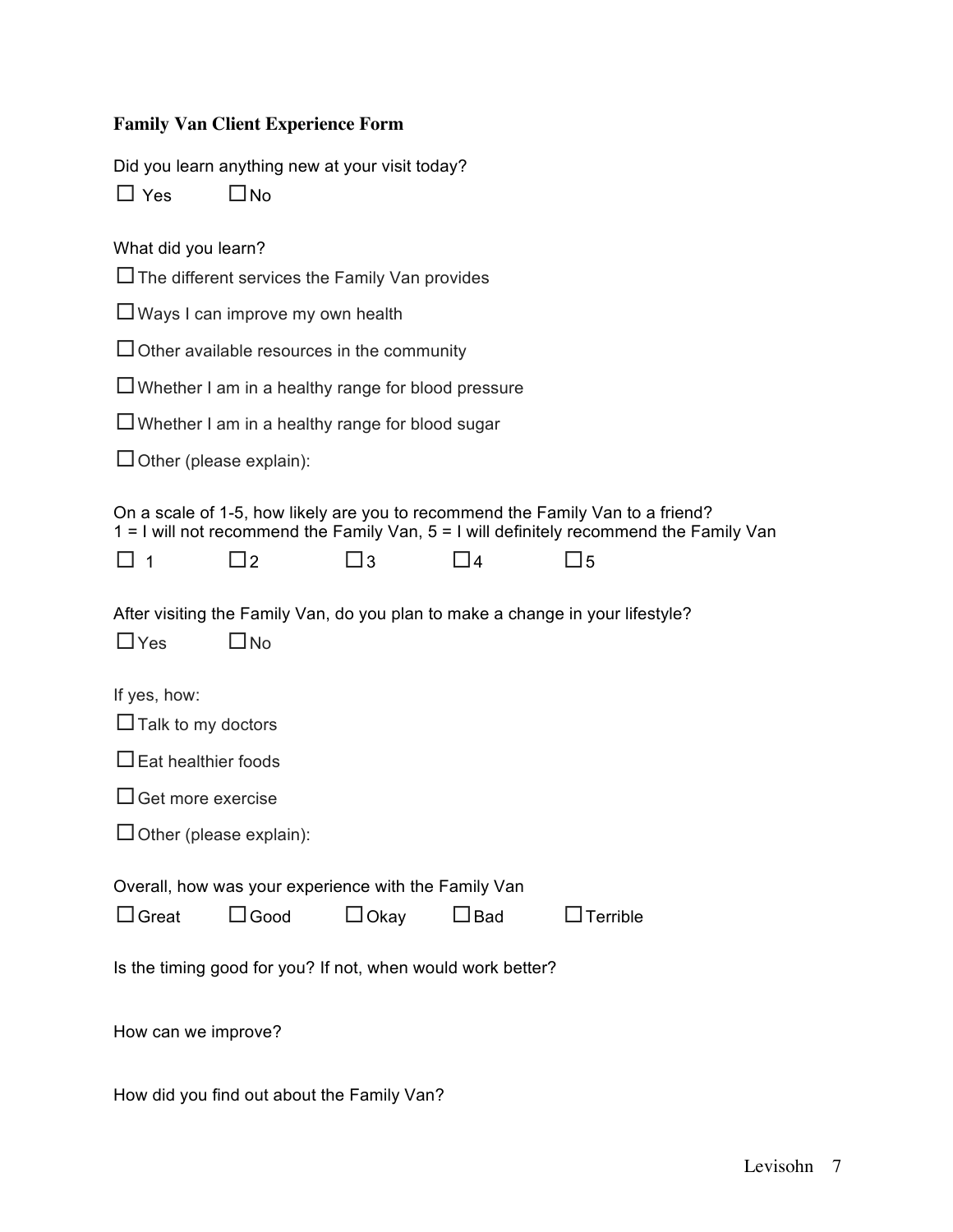**Family Van Client Experience Form**

Did you learn anything new at your visit today?

☐ Yes ☐ No

What did you learn?

☐ The different services the Family Van provides

☐ Ways I can improve my own health

☐ Other available resources in the community

☐ Whether I am in a healthy range for blood pressure

☐ Whether I am in a healthy range for blood sugar

☐ Other (please explain):

On a scale of 1-5, how likely are you to recommend the Family Van to a friend?
1 = I will not recommend the Family Van, 5 = I will definitely recommend the Family Van

☐ 1 ☐ 2 ☐ 3 ☐ 4 ☐ 5

After visiting the Family Van, do you plan to make a change in your lifestyle?

☐ Yes ☐ No

If yes, how:

☐ Talk to my doctors

☐ Eat healthier foods

☐ Get more exercise

☐ Other (please explain):

Overall, how was your experience with the Family Van

☐ Great ☐ Good ☐ Okay ☐ Bad ☐ Terrible

Is the timing good for you? If not, when would work better?

How can we improve?

How did you find out about the Family Van?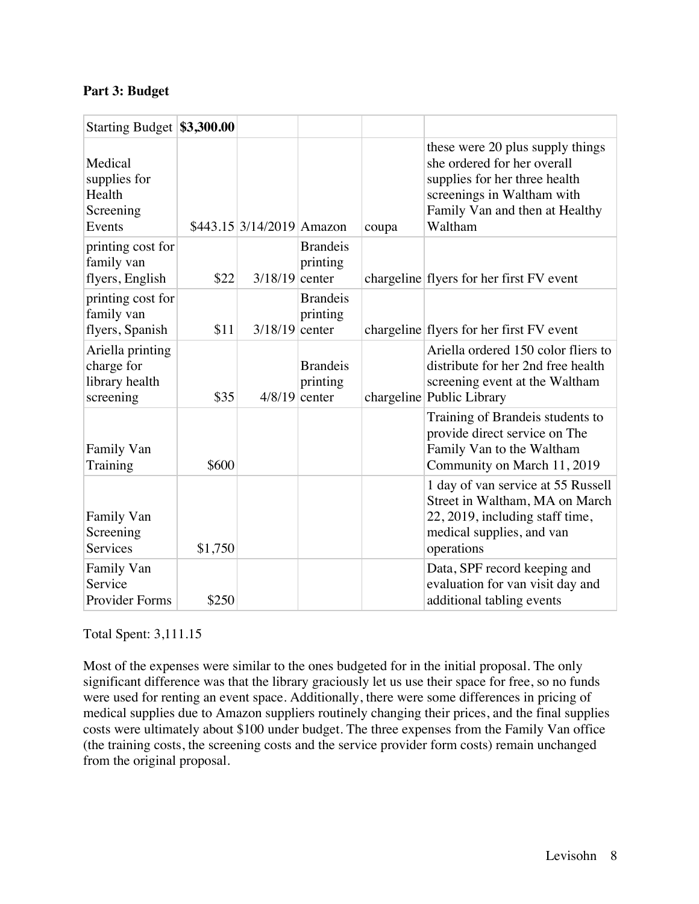**Part 3: Budget**

| Starting Budget | **$3,300.00** | | | | |
|---|---|---|---|---|---|
| Medical supplies for Health Screening Events | $443.15 | 3/14/2019 | Amazon | coupa | these were 20 plus supply things she ordered for her overall supplies for her three health screenings in Waltham with Family Van and then at Healthy Waltham |
| printing cost for family van flyers, English | $22 | 3/18/19 | Brandeis printing center | chargeline | flyers for her first FV event |
| printing cost for family van flyers, Spanish | $11 | 3/18/19 | Brandeis printing center | chargeline | flyers for her first FV event |
| Ariella printing charge for library health screening | $35 | 4/8/19 | Brandeis printing center | chargeline | Ariella ordered 150 color fliers to distribute for her 2nd free health screening event at the Waltham Public Library |
| Family Van Training | $600 | | | | Training of Brandeis students to provide direct service on The Family Van to the Waltham Community on March 11, 2019 |
| Family Van Screening Services | $1,750 | | | | 1 day of van service at 55 Russell Street in Waltham, MA on March 22, 2019, including staff time, medical supplies, and van operations |
| Family Van Service Provider Forms | $250 | | | | Data, SPF record keeping and evaluation for van visit day and additional tabling events |

Total Spent: 3,111.15

Most of the expenses were similar to the ones budgeted for in the initial proposal. The only significant difference was that the library graciously let us use their space for free, so no funds were used for renting an event space. Additionally, there were some differences in pricing of medical supplies due to Amazon suppliers routinely changing their prices, and the final supplies costs were ultimately about $100 under budget. The three expenses from the Family Van office (the training costs, the screening costs and the service provider form costs) remain unchanged from the original proposal.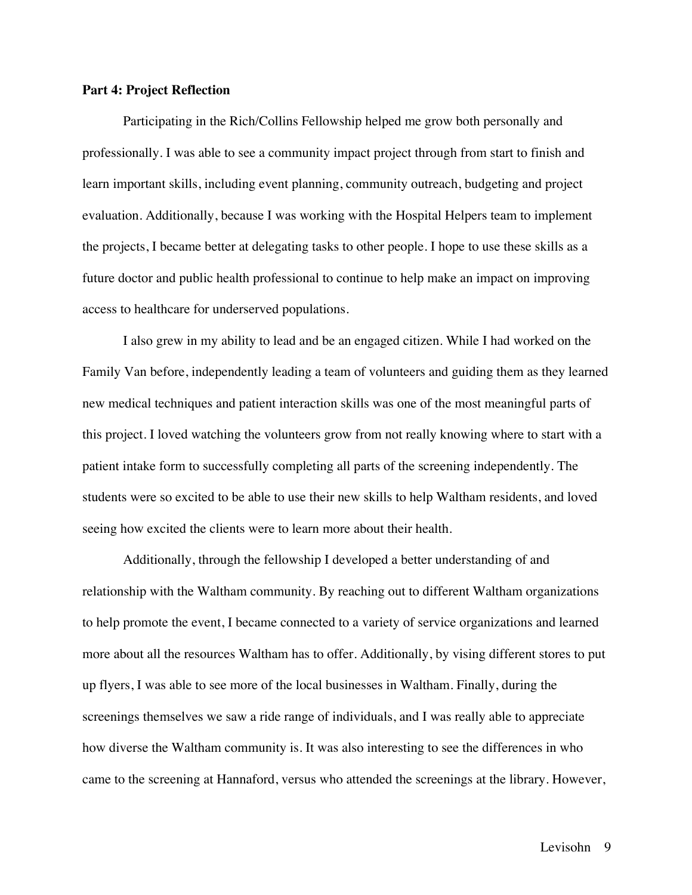**Part 4: Project Reflection**

Participating in the Rich/Collins Fellowship helped me grow both personally and professionally. I was able to see a community impact project through from start to finish and learn important skills, including event planning, community outreach, budgeting and project evaluation. Additionally, because I was working with the Hospital Helpers team to implement the projects, I became better at delegating tasks to other people. I hope to use these skills as a future doctor and public health professional to continue to help make an impact on improving access to healthcare for underserved populations.

I also grew in my ability to lead and be an engaged citizen. While I had worked on the Family Van before, independently leading a team of volunteers and guiding them as they learned new medical techniques and patient interaction skills was one of the most meaningful parts of this project. I loved watching the volunteers grow from not really knowing where to start with a patient intake form to successfully completing all parts of the screening independently. The students were so excited to be able to use their new skills to help Waltham residents, and loved seeing how excited the clients were to learn more about their health.

Additionally, through the fellowship I developed a better understanding of and relationship with the Waltham community. By reaching out to different Waltham organizations to help promote the event, I became connected to a variety of service organizations and learned more about all the resources Waltham has to offer. Additionally, by vising different stores to put up flyers, I was able to see more of the local businesses in Waltham. Finally, during the screenings themselves we saw a ride range of individuals, and I was really able to appreciate how diverse the Waltham community is. It was also interesting to see the differences in who came to the screening at Hannaford, versus who attended the screenings at the library. However,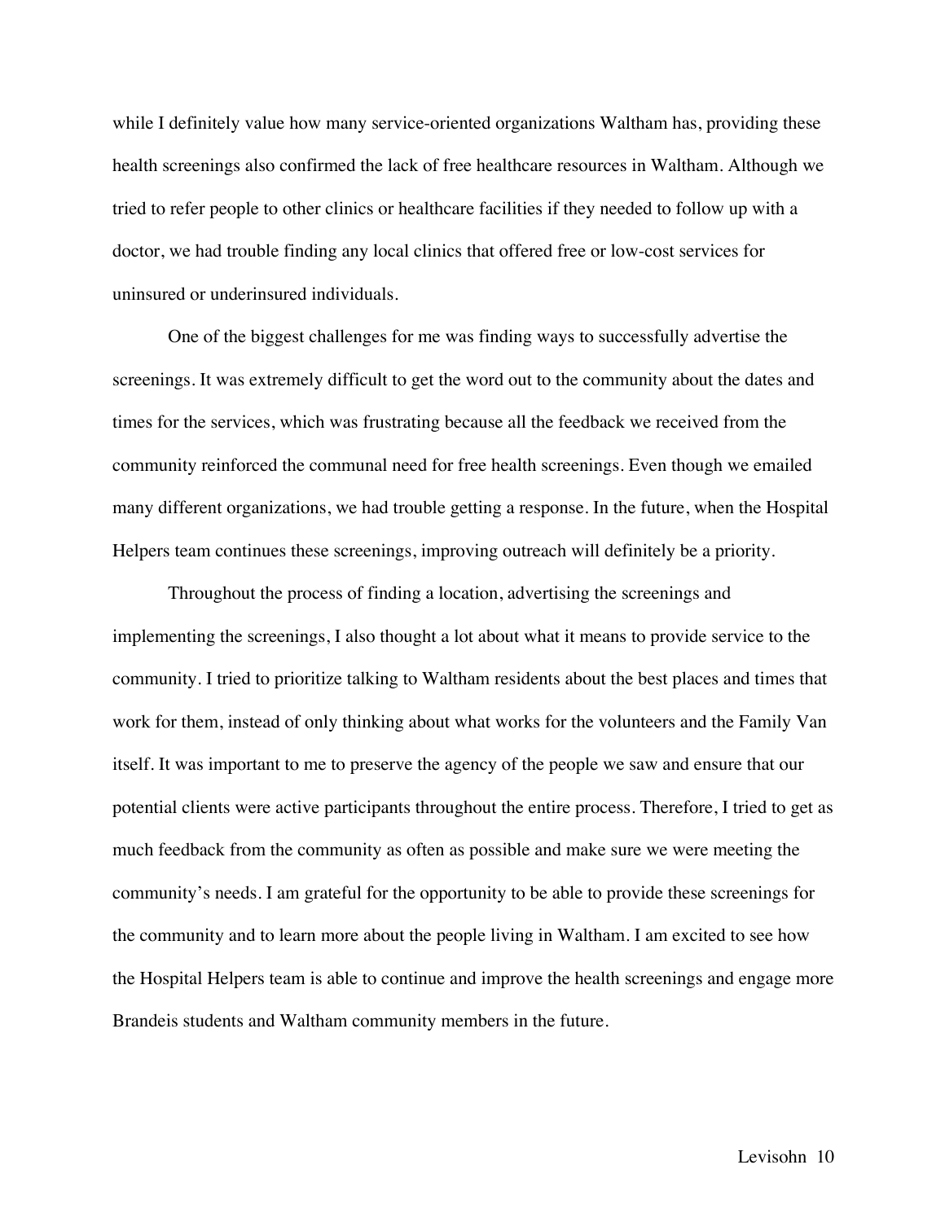while I definitely value how many service-oriented organizations Waltham has, providing these health screenings also confirmed the lack of free healthcare resources in Waltham. Although we tried to refer people to other clinics or healthcare facilities if they needed to follow up with a doctor, we had trouble finding any local clinics that offered free or low-cost services for uninsured or underinsured individuals.

One of the biggest challenges for me was finding ways to successfully advertise the screenings. It was extremely difficult to get the word out to the community about the dates and times for the services, which was frustrating because all the feedback we received from the community reinforced the communal need for free health screenings. Even though we emailed many different organizations, we had trouble getting a response. In the future, when the Hospital Helpers team continues these screenings, improving outreach will definitely be a priority.

Throughout the process of finding a location, advertising the screenings and implementing the screenings, I also thought a lot about what it means to provide service to the community. I tried to prioritize talking to Waltham residents about the best places and times that work for them, instead of only thinking about what works for the volunteers and the Family Van itself. It was important to me to preserve the agency of the people we saw and ensure that our potential clients were active participants throughout the entire process. Therefore, I tried to get as much feedback from the community as often as possible and make sure we were meeting the community's needs. I am grateful for the opportunity to be able to provide these screenings for the community and to learn more about the people living in Waltham. I am excited to see how the Hospital Helpers team is able to continue and improve the health screenings and engage more Brandeis students and Waltham community members in the future.